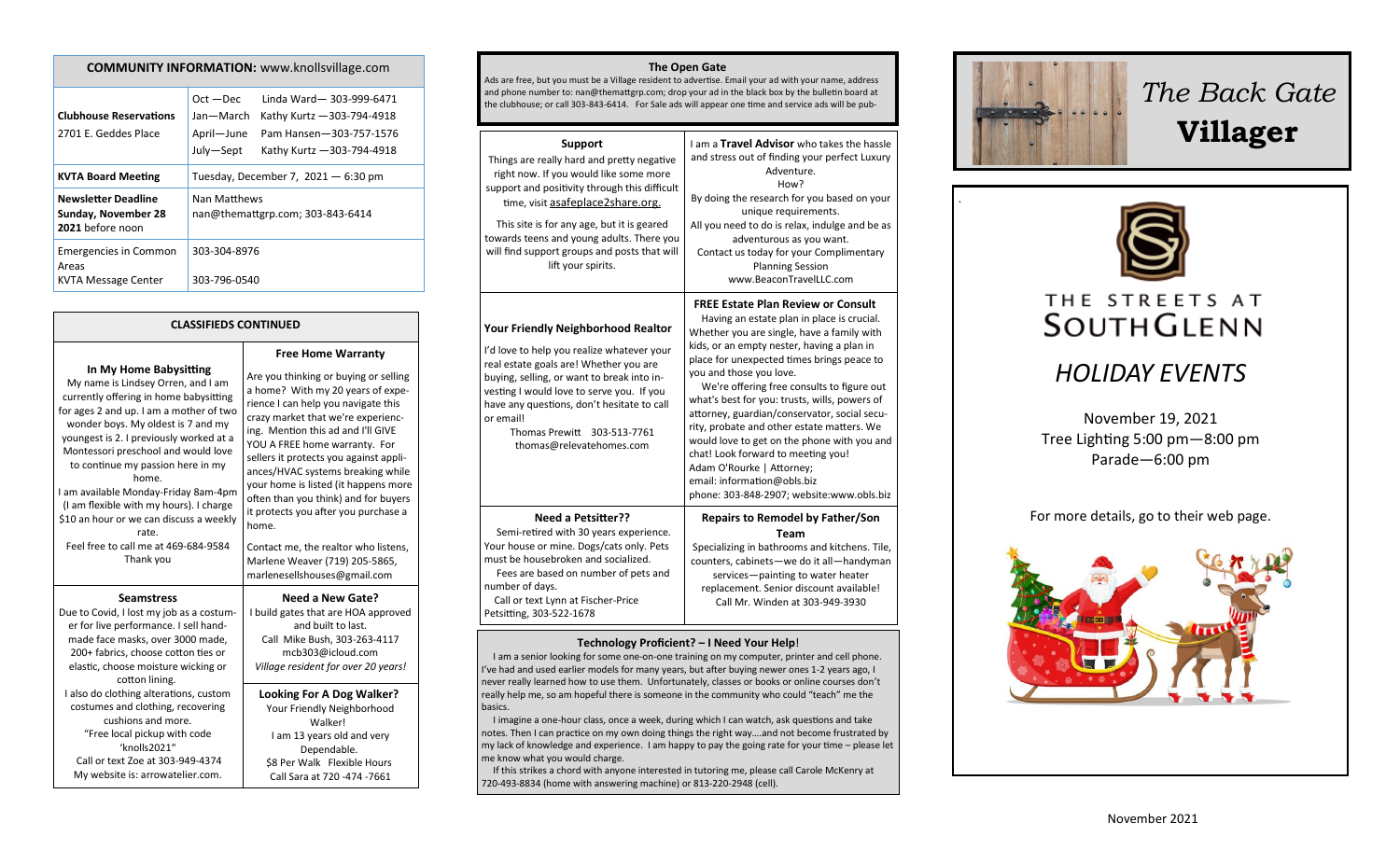## COMMUNITY INFORMATION: www.knollsvillage.com

| | |
|---|---|
| **Clubhouse Reservations** 2701 E. Geddes Place | Oct —Dec Linda Ward— 303-999-6471<br>Jan—March Kathy Kurtz —303-794-4918<br>April—June Pam Hansen—303-757-1576<br>July—Sept Kathy Kurtz —303-794-4918 |
| **KVTA Board Meeting** | Tuesday, December 7, 2021 — 6:30 pm |
| **Newsletter Deadline Sunday, November 28 2021** before noon | Nan Matthews<br>nan@themattgrp.com; 303-843-6414 |
| Emergencies in Common Areas<br>KVTA Message Center | 303-304-8976<br><br>303-796-0540 |

## CLASSIFIEDS CONTINUED

### In My Home Babysitting

My name is Lindsey Orren, and I am currently offering in home babysitting for ages 2 and up. I am a mother of two wonder boys. My oldest is 7 and my youngest is 2. I previously worked at a Montessori preschool and would love to continue my passion here in my home.

I am available Monday-Friday 8am-4pm (I am flexible with my hours). I charge $10 an hour or we can discuss a weekly rate.

Feel free to call me at 469-684-9584

Thank you

### Free Home Warranty

Are you thinking or buying or selling a home? With my 20 years of experience I can help you navigate this crazy market that we're experiencing. Mention this ad and I'll GIVE YOU A FREE home warranty. For sellers it protects you against appliances/HVAC systems breaking while your home is listed (it happens more often than you think) and for buyers it protects you after you purchase a home.

Contact me, the realtor who listens, Marlene Weaver (719) 205-5865, marlenesellshouses@gmail.com

### Seamstress

Due to Covid, I lost my job as a costumer for live performance. I sell handmade face masks, over 3000 made, 200+ fabrics, choose cotton ties or elastic, choose moisture wicking or cotton lining.

I also do clothing alterations, custom costumes and clothing, recovering cushions and more.

"Free local pickup with code 'knolls2021"

Call or text Zoe at 303-949-4374

My website is: arrowatelier.com.

### Need a New Gate?

I build gates that are HOA approved and built to last.

Call Mike Bush, 303-263-4117

mcb303@icloud.com

*Village resident for over 20 years!*

### Looking For A Dog Walker?

Your Friendly Neighborhood Walker!

I am 13 years old and very Dependable.

$8 Per Walk Flexible Hours

Call Sara at 720 -474 -7661

## The Open Gate

Ads are free, but you must be a Village resident to advertise. Email your ad with your name, address and phone number to: nan@themattgrp.com; drop your ad in the black box by the bulletin board at the clubhouse; or call 303-843-6414. For Sale ads will appear one time and service ads will be pub-

### Support

Things are really hard and pretty negative right now. If you would like some more support and positivity through this difficult time, visit asafeplace2share.org.

This site is for any age, but it is geared towards teens and young adults. There you will find support groups and posts that will lift your spirits.

I am a **Travel Advisor** who takes the hassle and stress out of finding your perfect Luxury Adventure.

How?

By doing the research for you based on your unique requirements.

All you need to do is relax, indulge and be as adventurous as you want.

Contact us today for your Complimentary Planning Session

www.BeaconTravelLLC.com

### Your Friendly Neighborhood Realtor

I'd love to help you realize whatever your real estate goals are! Whether you are buying, selling, or want to break into investing I would love to serve you. If you have any questions, don't hesitate to call or email!

Thomas Prewitt 303-513-7761

thomas@relevatehomes.com

### FREE Estate Plan Review or Consult

Having an estate plan in place is crucial. Whether you are single, have a family with kids, or an empty nester, having a plan in place for unexpected times brings peace to you and those you love.

We're offering free consults to figure out what's best for you: trusts, wills, powers of attorney, guardian/conservator, social security, probate and other estate matters. We would love to get on the phone with you and chat! Look forward to meeting you!

Adam O'Rourke | Attorney;

email: information@obls.biz

phone: 303-848-2907; website:www.obls.biz

### Need a Petsitter??

Semi-retired with 30 years experience. Your house or mine. Dogs/cats only. Pets must be housebroken and socialized.

Fees are based on number of pets and number of days.

Call or text Lynn at Fischer-Price Petsitting, 303-522-1678

### Repairs to Remodel by Father/Son Team

Specializing in bathrooms and kitchens. Tile, counters, cabinets—we do it all—handyman services—painting to water heater replacement. Senior discount available!

Call Mr. Winden at 303-949-3930

### Technology Proficient? – I Need Your Help!

I am a senior looking for some one-on-one training on my computer, printer and cell phone. I've had and used earlier models for many years, but after buying newer ones 1-2 years ago, I never really learned how to use them. Unfortunately, classes or books or online courses don't really help me, so am hopeful there is someone in the community who could "teach" me the basics.

I imagine a one-hour class, once a week, during which I can watch, ask questions and take notes. Then I can practice on my own doing things the right way….and not become frustrated by my lack of knowledge and experience. I am happy to pay the going rate for your time – please let me know what you would charge.

If this strikes a chord with anyone interested in tutoring me, please call Carole McKenry at 720-493-8834 (home with answering machine) or 813-220-2948 (cell).

# *The Back Gate* **Villager**

THE STREETS AT SOUTHGLENN

## *HOLIDAY EVENTS*

November 19, 2021

Tree Lighting 5:00 pm—8:00 pm

Parade—6:00 pm

For more details, go to their web page.

November 2021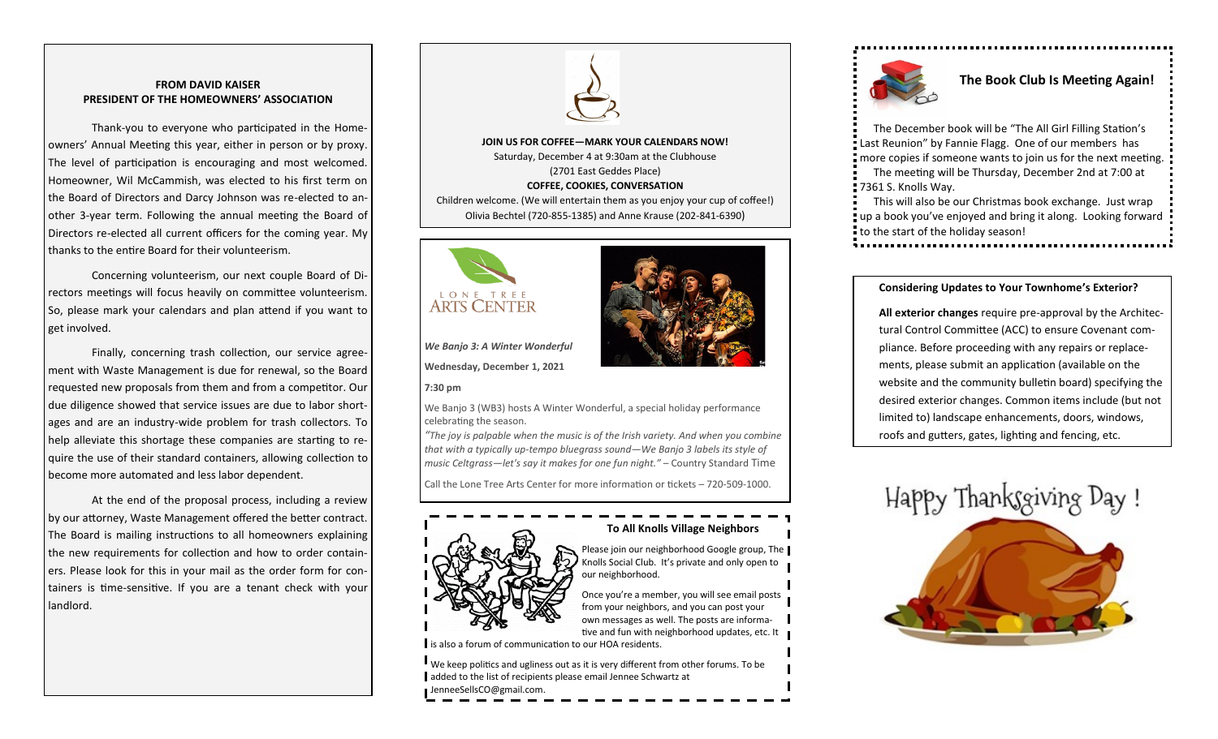## FROM DAVID KAISER
## PRESIDENT OF THE HOMEOWNERS' ASSOCIATION

Thank-you to everyone who participated in the Homeowners' Annual Meeting this year, either in person or by proxy. The level of participation is encouraging and most welcomed. Homeowner, Wil McCammish, was elected to his first term on the Board of Directors and Darcy Johnson was re-elected to another 3-year term. Following the annual meeting the Board of Directors re-elected all current officers for the coming year. My thanks to the entire Board for their volunteerism.

Concerning volunteerism, our next couple Board of Directors meetings will focus heavily on committee volunteerism. So, please mark your calendars and plan attend if you want to get involved.

Finally, concerning trash collection, our service agreement with Waste Management is due for renewal, so the Board requested new proposals from them and from a competitor. Our due diligence showed that service issues are due to labor shortages and are an industry-wide problem for trash collectors. To help alleviate this shortage these companies are starting to require the use of their standard containers, allowing collection to become more automated and less labor dependent.

At the end of the proposal process, including a review by our attorney, Waste Management offered the better contract. The Board is mailing instructions to all homeowners explaining the new requirements for collection and how to order containers. Please look for this in your mail as the order form for containers is time-sensitive. If you are a tenant check with your landlord.

**JOIN US FOR COFFEE—MARK YOUR CALENDARS NOW!**

Saturday, December 4 at 9:30am at the Clubhouse

(2701 East Geddes Place)

**COFFEE, COOKIES, CONVERSATION**

Children welcome. (We will entertain them as you enjoy your cup of coffee!)

Olivia Bechtel (720-855-1385) and Anne Krause (202-841-6390)

LONE TREE ARTS CENTER

***We Banjo 3: A Winter Wonderful***

**Wednesday, December 1, 2021**

**7:30 pm**

We Banjo 3 (WB3) hosts A Winter Wonderful, a special holiday performance celebrating the season.

*"The joy is palpable when the music is of the Irish variety. And when you combine that with a typically up-tempo bluegrass sound—We Banjo 3 labels its style of music Celtgrass—let's say it makes for one fun night."* – Country Standard Time

Call the Lone Tree Arts Center for more information or tickets – 720-509-1000.

### To All Knolls Village Neighbors

Please join our neighborhood Google group, The Knolls Social Club. It's private and only open to our neighborhood.

Once you're a member, you will see email posts from your neighbors, and you can post your own messages as well. The posts are informative and fun with neighborhood updates, etc. It is also a forum of communication to our HOA residents.

We keep politics and ugliness out as it is very different from other forums. To be added to the list of recipients please email Jennee Schwartz at JenneeSellsCO@gmail.com.

### The Book Club Is Meeting Again!

The December book will be "The All Girl Filling Station's Last Reunion" by Fannie Flagg. One of our members has more copies if someone wants to join us for the next meeting.

The meeting will be Thursday, December 2nd at 7:00 at 7361 S. Knolls Way.

This will also be our Christmas book exchange. Just wrap up a book you've enjoyed and bring it along. Looking forward to the start of the holiday season!

**Considering Updates to Your Townhome's Exterior?**

**All exterior changes** require pre-approval by the Architectural Control Committee (ACC) to ensure Covenant compliance. Before proceeding with any repairs or replacements, please submit an application (available on the website and the community bulletin board) specifying the desired exterior changes. Common items include (but not limited to) landscape enhancements, doors, windows, roofs and gutters, gates, lighting and fencing, etc.

Happy Thanksgiving Day !